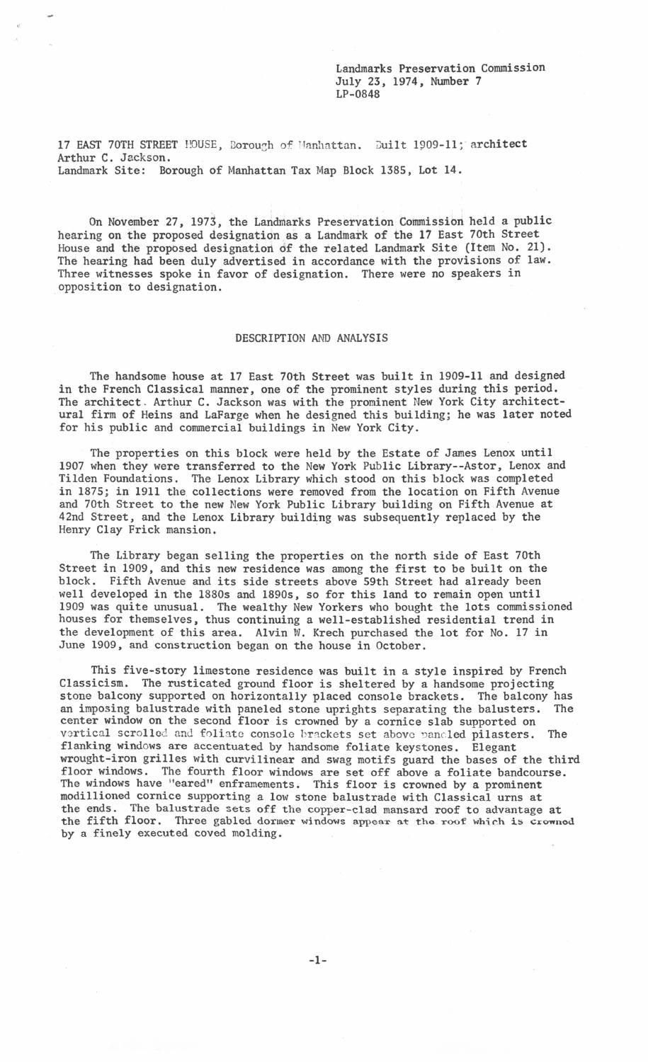Landmarks Preservation Commission
July 23, 1974, Number 7
LP-0848

17 EAST 70TH STREET HOUSE, Borough of Manhattan. Built 1909-11; architect Arthur C. Jackson.
Landmark Site: Borough of Manhattan Tax Map Block 1385, Lot 14.

On November 27, 1973, the Landmarks Preservation Commission held a public hearing on the proposed designation as a Landmark of the 17 East 70th Street House and the proposed designation of the related Landmark Site (Item No. 21). The hearing had been duly advertised in accordance with the provisions of law. Three witnesses spoke in favor of designation. There were no speakers in opposition to designation.

## DESCRIPTION AND ANALYSIS

The handsome house at 17 East 70th Street was built in 1909-11 and designed in the French Classical manner, one of the prominent styles during this period. The architect Arthur C. Jackson was with the prominent New York City architectural firm of Heins and LaFarge when he designed this building; he was later noted for his public and commercial buildings in New York City.

The properties on this block were held by the Estate of James Lenox until 1907 when they were transferred to the New York Public Library--Astor, Lenox and Tilden Foundations. The Lenox Library which stood on this block was completed in 1875; in 1911 the collections were removed from the location on Fifth Avenue and 70th Street to the new New York Public Library building on Fifth Avenue at 42nd Street, and the Lenox Library building was subsequently replaced by the Henry Clay Frick mansion.

The Library began selling the properties on the north side of East 70th Street in 1909, and this new residence was among the first to be built on the block. Fifth Avenue and its side streets above 59th Street had already been well developed in the 1880s and 1890s, so for this land to remain open until 1909 was quite unusual. The wealthy New Yorkers who bought the lots commissioned houses for themselves, thus continuing a well-established residential trend in the development of this area. Alvin W. Krech purchased the lot for No. 17 in June 1909, and construction began on the house in October.

This five-story limestone residence was built in a style inspired by French Classicism. The rusticated ground floor is sheltered by a handsome projecting stone balcony supported on horizontally placed console brackets. The balcony has an imposing balustrade with paneled stone uprights separating the balusters. The center window on the second floor is crowned by a cornice slab supported on vertical scrolled and foliate console brackets set above paneled pilasters. The flanking windows are accentuated by handsome foliate keystones. Elegant wrought-iron grilles with curvilinear and swag motifs guard the bases of the third floor windows. The fourth floor windows are set off above a foliate bandcourse. The windows have "eared" enframements. This floor is crowned by a prominent modillioned cornice supporting a low stone balustrade with Classical urns at the ends. The balustrade sets off the copper-clad mansard roof to advantage at the fifth floor. Three gabled dormer windows appear at the roof which is crowned by a finely executed coved molding.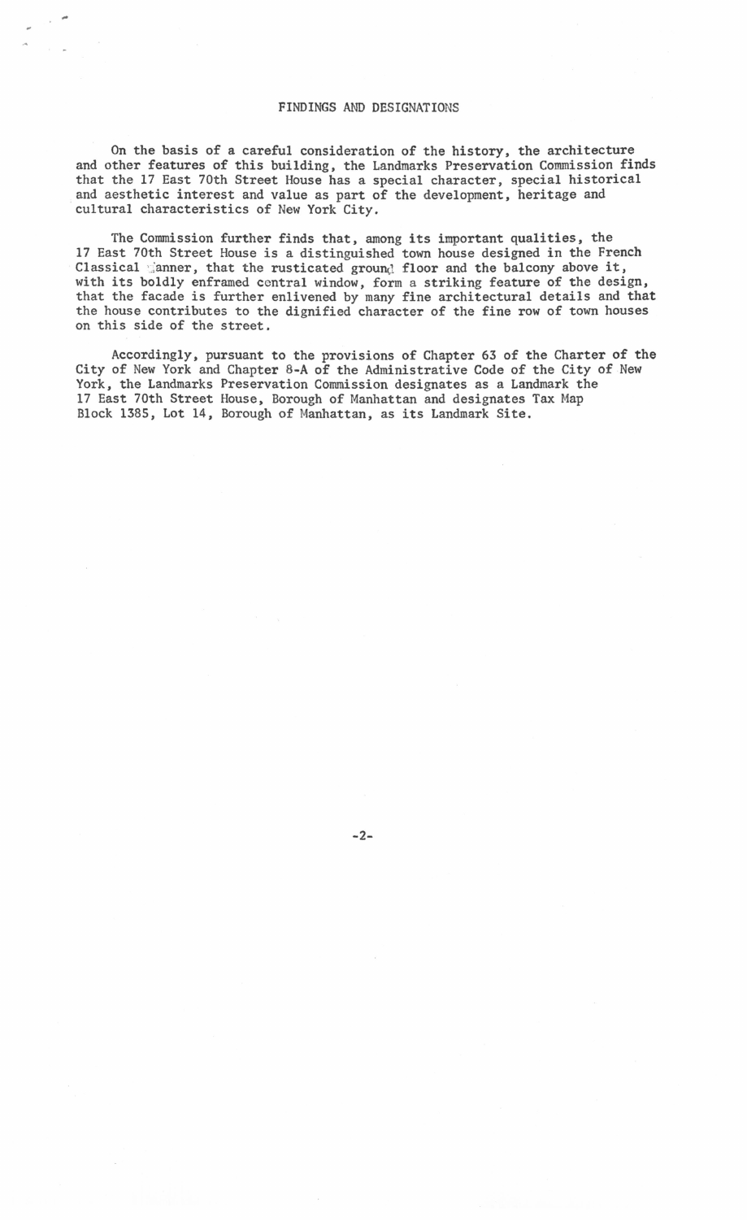## FINDINGS AND DESIGNATIONS

On the basis of a careful consideration of the history, the architecture and other features of this building, the Landmarks Preservation Commission finds that the 17 East 70th Street House has a special character, special historical and aesthetic interest and value as part of the development, heritage and cultural characteristics of New York City.

The Commission further finds that, among its important qualities, the 17 East 70th Street House is a distinguished town house designed in the French Classical manner, that the rusticated ground floor and the balcony above it, with its boldly enframed central window, form a striking feature of the design, that the facade is further enlivened by many fine architectural details and that the house contributes to the dignified character of the fine row of town houses on this side of the street.

Accordingly, pursuant to the provisions of Chapter 63 of the Charter of the City of New York and Chapter 8-A of the Administrative Code of the City of New York, the Landmarks Preservation Commission designates as a Landmark the 17 East 70th Street House, Borough of Manhattan and designates Tax Map Block 1385, Lot 14, Borough of Manhattan, as its Landmark Site.